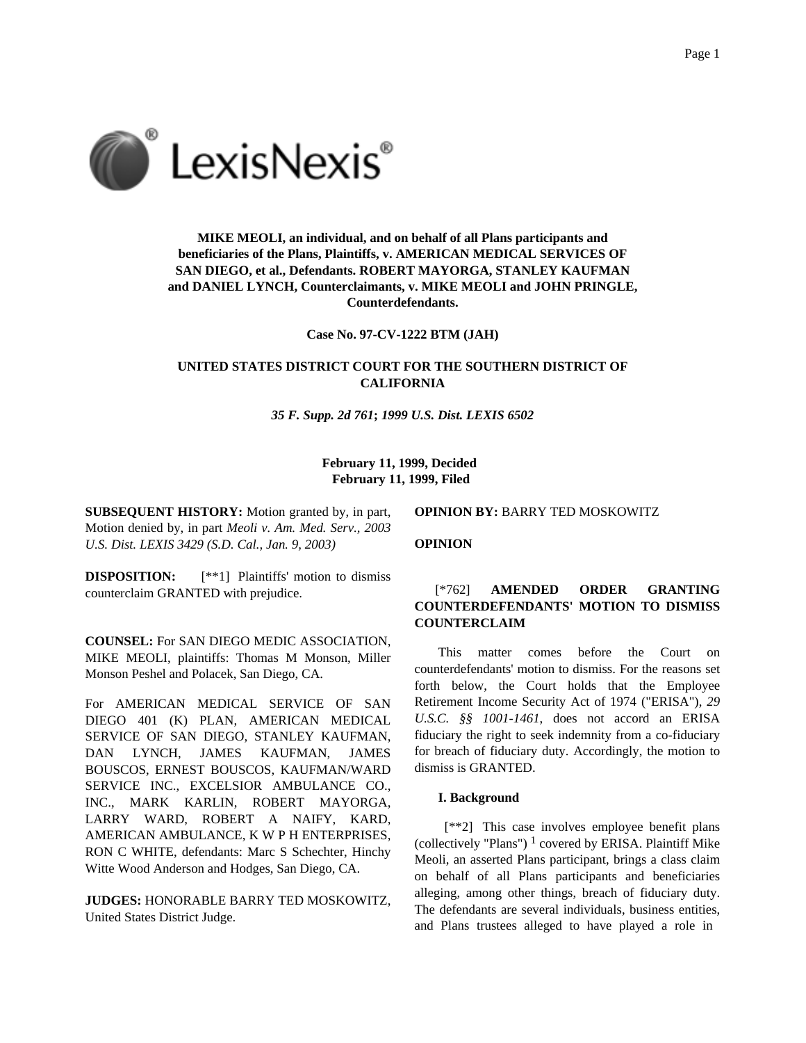**MIKE MEOLI, an individual, and on behalf of all Plans participants and beneficiaries of the Plans, Plaintiffs, v. AMERICAN MEDICAL SERVICES OF SAN DIEGO, et al., Defendants. ROBERT MAYORGA, STANLEY KAUFMAN and DANIEL LYNCH, Counterclaimants, v. MIKE MEOLI and JOHN PRINGLE, Counterdefendants.**

**Case No. 97-CV-1222 BTM (JAH)**

**UNITED STATES DISTRICT COURT FOR THE SOUTHERN DISTRICT OF CALIFORNIA**

***35 F. Supp. 2d 761*; *1999 U.S. Dist. LEXIS 6502***

**February 11, 1999, Decided**
**February 11, 1999, Filed**

**SUBSEQUENT HISTORY:** Motion granted by, in part, Motion denied by, in part *Meoli v. Am. Med. Serv., 2003 U.S. Dist. LEXIS 3429 (S.D. Cal., Jan. 9, 2003)*

**DISPOSITION:** [**1] Plaintiffs' motion to dismiss counterclaim GRANTED with prejudice.

**COUNSEL:** For SAN DIEGO MEDIC ASSOCIATION, MIKE MEOLI, plaintiffs: Thomas M Monson, Miller Monson Peshel and Polacek, San Diego, CA.

For AMERICAN MEDICAL SERVICE OF SAN DIEGO 401 (K) PLAN, AMERICAN MEDICAL SERVICE OF SAN DIEGO, STANLEY KAUFMAN, DAN LYNCH, JAMES KAUFMAN, JAMES BOUSCOS, ERNEST BOUSCOS, KAUFMAN/WARD SERVICE INC., EXCELSIOR AMBULANCE CO., INC., MARK KARLIN, ROBERT MAYORGA, LARRY WARD, ROBERT A NAIFY, KARD, AMERICAN AMBULANCE, K W P H ENTERPRISES, RON C WHITE, defendants: Marc S Schechter, Hinchy Witte Wood Anderson and Hodges, San Diego, CA.

**JUDGES:** HONORABLE BARRY TED MOSKOWITZ, United States District Judge.

**OPINION BY:** BARRY TED MOSKOWITZ

**OPINION**

[*762] **AMENDED ORDER GRANTING COUNTERDEFENDANTS' MOTION TO DISMISS COUNTERCLAIM**

This matter comes before the Court on counterdefendants' motion to dismiss. For the reasons set forth below, the Court holds that the Employee Retirement Income Security Act of 1974 ("ERISA"), *29 U.S.C. §§ 1001-1461*, does not accord an ERISA fiduciary the right to seek indemnity from a co-fiduciary for breach of fiduciary duty. Accordingly, the motion to dismiss is GRANTED.

**I. Background**

[**2] This case involves employee benefit plans (collectively "Plans") [1] covered by ERISA. Plaintiff Mike Meoli, an asserted Plans participant, brings a class claim on behalf of all Plans participants and beneficiaries alleging, among other things, breach of fiduciary duty. The defendants are several individuals, business entities, and Plans trustees alleged to have played a role in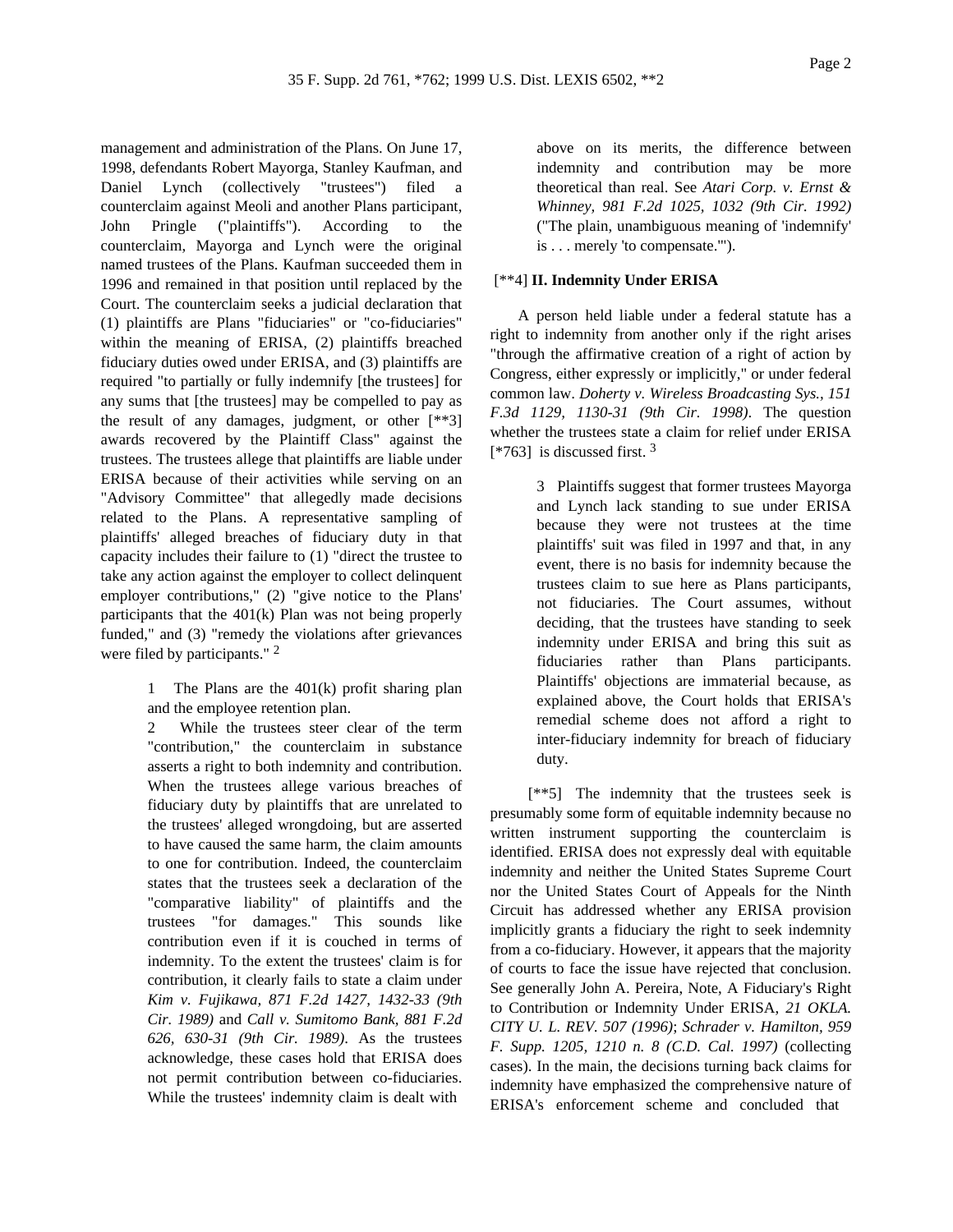management and administration of the Plans. On June 17, 1998, defendants Robert Mayorga, Stanley Kaufman, and Daniel Lynch (collectively "trustees") filed a counterclaim against Meoli and another Plans participant, John Pringle ("plaintiffs"). According to the counterclaim, Mayorga and Lynch were the original named trustees of the Plans. Kaufman succeeded them in 1996 and remained in that position until replaced by the Court. The counterclaim seeks a judicial declaration that (1) plaintiffs are Plans "fiduciaries" or "co-fiduciaries" within the meaning of ERISA, (2) plaintiffs breached fiduciary duties owed under ERISA, and (3) plaintiffs are required "to partially or fully indemnify [the trustees] for any sums that [the trustees] may be compelled to pay as the result of any damages, judgment, or other [**3] awards recovered by the Plaintiff Class" against the trustees. The trustees allege that plaintiffs are liable under ERISA because of their activities while serving on an "Advisory Committee" that allegedly made decisions related to the Plans. A representative sampling of plaintiffs' alleged breaches of fiduciary duty in that capacity includes their failure to (1) "direct the trustee to take any action against the employer to collect delinquent employer contributions," (2) "give notice to the Plans' participants that the 401(k) Plan was not being properly funded," and (3) "remedy the violations after grievances were filed by participants." [2]

> 1 The Plans are the 401(k) profit sharing plan and the employee retention plan.
>
> 2 While the trustees steer clear of the term "contribution," the counterclaim in substance asserts a right to both indemnity and contribution. When the trustees allege various breaches of fiduciary duty by plaintiffs that are unrelated to the trustees' alleged wrongdoing, but are asserted to have caused the same harm, the claim amounts to one for contribution. Indeed, the counterclaim states that the trustees seek a declaration of the "comparative liability" of plaintiffs and the trustees "for damages." This sounds like contribution even if it is couched in terms of indemnity. To the extent the trustees' claim is for contribution, it clearly fails to state a claim under *Kim v. Fujikawa, 871 F.2d 1427, 1432-33 (9th Cir. 1989)* and *Call v. Sumitomo Bank, 881 F.2d 626, 630-31 (9th Cir. 1989)*. As the trustees acknowledge, these cases hold that ERISA does not permit contribution between co-fiduciaries. While the trustees' indemnity claim is dealt with above on its merits, the difference between indemnity and contribution may be more theoretical than real. See *Atari Corp. v. Ernst & Whinney, 981 F.2d 1025, 1032 (9th Cir. 1992)* ("The plain, unambiguous meaning of 'indemnify' is . . . merely 'to compensate.'").

[**4] **II. Indemnity Under ERISA**

A person held liable under a federal statute has a right to indemnity from another only if the right arises "through the affirmative creation of a right of action by Congress, either expressly or implicitly," or under federal common law. *Doherty v. Wireless Broadcasting Sys., 151 F.3d 1129, 1130-31 (9th Cir. 1998)*. The question whether the trustees state a claim for relief under ERISA [*763] is discussed first. [3]

> 3 Plaintiffs suggest that former trustees Mayorga and Lynch lack standing to sue under ERISA because they were not trustees at the time plaintiffs' suit was filed in 1997 and that, in any event, there is no basis for indemnity because the trustees claim to sue here as Plans participants, not fiduciaries. The Court assumes, without deciding, that the trustees have standing to seek indemnity under ERISA and bring this suit as fiduciaries rather than Plans participants. Plaintiffs' objections are immaterial because, as explained above, the Court holds that ERISA's remedial scheme does not afford a right to inter-fiduciary indemnity for breach of fiduciary duty.

[**5] The indemnity that the trustees seek is presumably some form of equitable indemnity because no written instrument supporting the counterclaim is identified. ERISA does not expressly deal with equitable indemnity and neither the United States Supreme Court nor the United States Court of Appeals for the Ninth Circuit has addressed whether any ERISA provision implicitly grants a fiduciary the right to seek indemnity from a co-fiduciary. However, it appears that the majority of courts to face the issue have rejected that conclusion. See generally John A. Pereira, Note, A Fiduciary's Right to Contribution or Indemnity Under ERISA, *21 OKLA. CITY U. L. REV. 507 (1996)*; *Schrader v. Hamilton, 959 F. Supp. 1205, 1210 n. 8 (C.D. Cal. 1997)* (collecting cases). In the main, the decisions turning back claims for indemnity have emphasized the comprehensive nature of ERISA's enforcement scheme and concluded that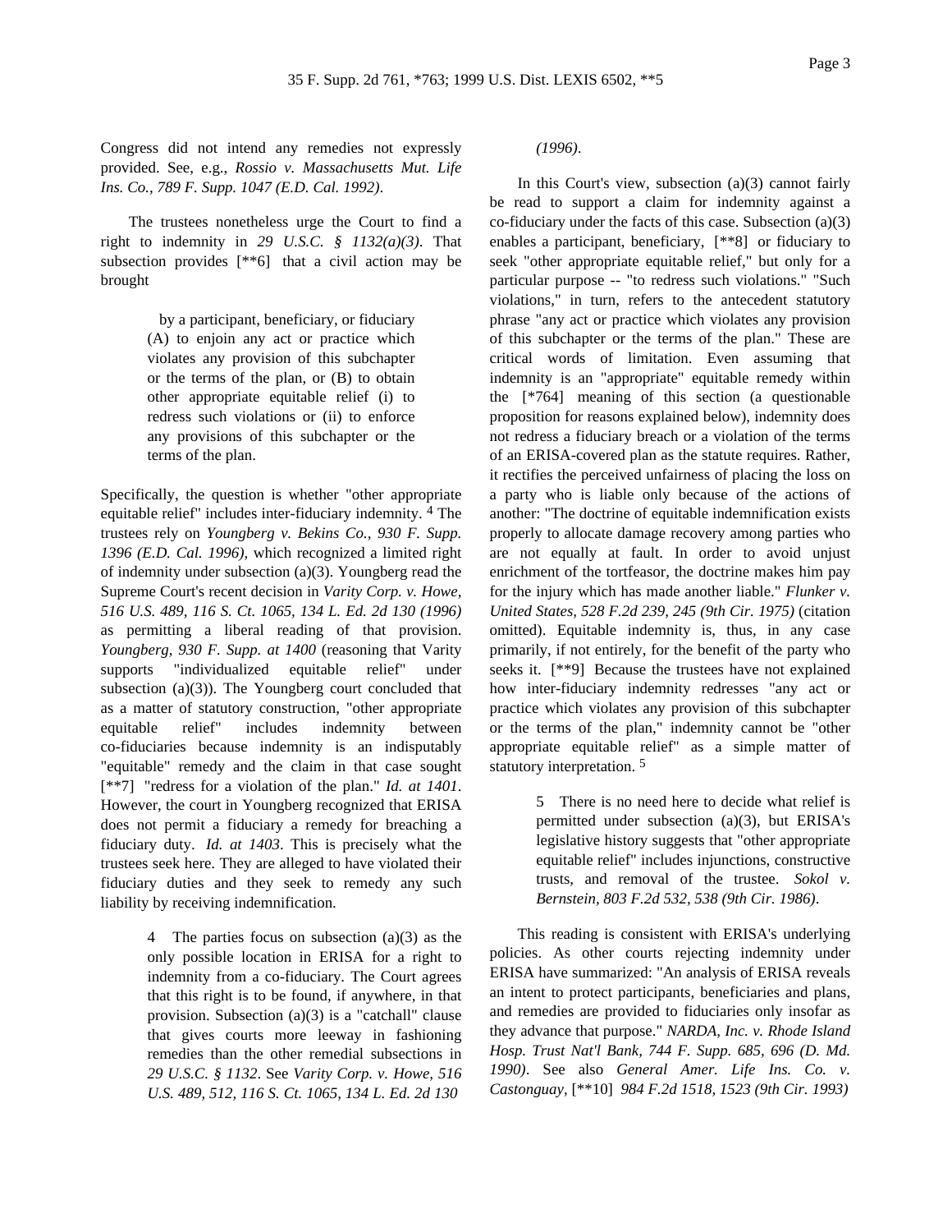Congress did not intend any remedies not expressly provided. See, e.g., *Rossio v. Massachusetts Mut. Life Ins. Co., 789 F. Supp. 1047 (E.D. Cal. 1992)*.

The trustees nonetheless urge the Court to find a right to indemnity in *29 U.S.C. § 1132(a)(3)*. That subsection provides [**6] that a civil action may be brought

> by a participant, beneficiary, or fiduciary (A) to enjoin any act or practice which violates any provision of this subchapter or the terms of the plan, or (B) to obtain other appropriate equitable relief (i) to redress such violations or (ii) to enforce any provisions of this subchapter or the terms of the plan.

Specifically, the question is whether "other appropriate equitable relief" includes inter-fiduciary indemnity. [4] The trustees rely on *Youngberg v. Bekins Co., 930 F. Supp. 1396 (E.D. Cal. 1996)*, which recognized a limited right of indemnity under subsection (a)(3). Youngberg read the Supreme Court's recent decision in *Varity Corp. v. Howe, 516 U.S. 489, 116 S. Ct. 1065, 134 L. Ed. 2d 130 (1996)* as permitting a liberal reading of that provision. *Youngberg, 930 F. Supp. at 1400* (reasoning that Varity supports "individualized equitable relief" under subsection (a)(3)). The Youngberg court concluded that as a matter of statutory construction, "other appropriate equitable relief" includes indemnity between co-fiduciaries because indemnity is an indisputably "equitable" remedy and the claim in that case sought [**7] "redress for a violation of the plan." *Id. at 1401*. However, the court in Youngberg recognized that ERISA does not permit a fiduciary a remedy for breaching a fiduciary duty. *Id. at 1403*. This is precisely what the trustees seek here. They are alleged to have violated their fiduciary duties and they seek to remedy any such liability by receiving indemnification.

> 4 The parties focus on subsection (a)(3) as the only possible location in ERISA for a right to indemnity from a co-fiduciary. The Court agrees that this right is to be found, if anywhere, in that provision. Subsection (a)(3) is a "catchall" clause that gives courts more leeway in fashioning remedies than the other remedial subsections in *29 U.S.C. § 1132*. See *Varity Corp. v. Howe, 516 U.S. 489, 512, 116 S. Ct. 1065, 134 L. Ed. 2d 130 (1996)*.

In this Court's view, subsection (a)(3) cannot fairly be read to support a claim for indemnity against a co-fiduciary under the facts of this case. Subsection (a)(3) enables a participant, beneficiary, [**8] or fiduciary to seek "other appropriate equitable relief," but only for a particular purpose -- "to redress such violations." "Such violations," in turn, refers to the antecedent statutory phrase "any act or practice which violates any provision of this subchapter or the terms of the plan." These are critical words of limitation. Even assuming that indemnity is an "appropriate" equitable remedy within the [*764] meaning of this section (a questionable proposition for reasons explained below), indemnity does not redress a fiduciary breach or a violation of the terms of an ERISA-covered plan as the statute requires. Rather, it rectifies the perceived unfairness of placing the loss on a party who is liable only because of the actions of another: "The doctrine of equitable indemnification exists properly to allocate damage recovery among parties who are not equally at fault. In order to avoid unjust enrichment of the tortfeasor, the doctrine makes him pay for the injury which has made another liable." *Flunker v. United States, 528 F.2d 239, 245 (9th Cir. 1975)* (citation omitted). Equitable indemnity is, thus, in any case primarily, if not entirely, for the benefit of the party who seeks it. [**9] Because the trustees have not explained how inter-fiduciary indemnity redresses "any act or practice which violates any provision of this subchapter or the terms of the plan," indemnity cannot be "other appropriate equitable relief" as a simple matter of statutory interpretation. [5]

> 5 There is no need here to decide what relief is permitted under subsection (a)(3), but ERISA's legislative history suggests that "other appropriate equitable relief" includes injunctions, constructive trusts, and removal of the trustee. *Sokol v. Bernstein, 803 F.2d 532, 538 (9th Cir. 1986)*.

This reading is consistent with ERISA's underlying policies. As other courts rejecting indemnity under ERISA have summarized: "An analysis of ERISA reveals an intent to protect participants, beneficiaries and plans, and remedies are provided to fiduciaries only insofar as they advance that purpose." *NARDA, Inc. v. Rhode Island Hosp. Trust Nat'l Bank, 744 F. Supp. 685, 696 (D. Md. 1990)*. See also *General Amer. Life Ins. Co. v. Castonguay,* [**10] *984 F.2d 1518, 1523 (9th Cir. 1993)*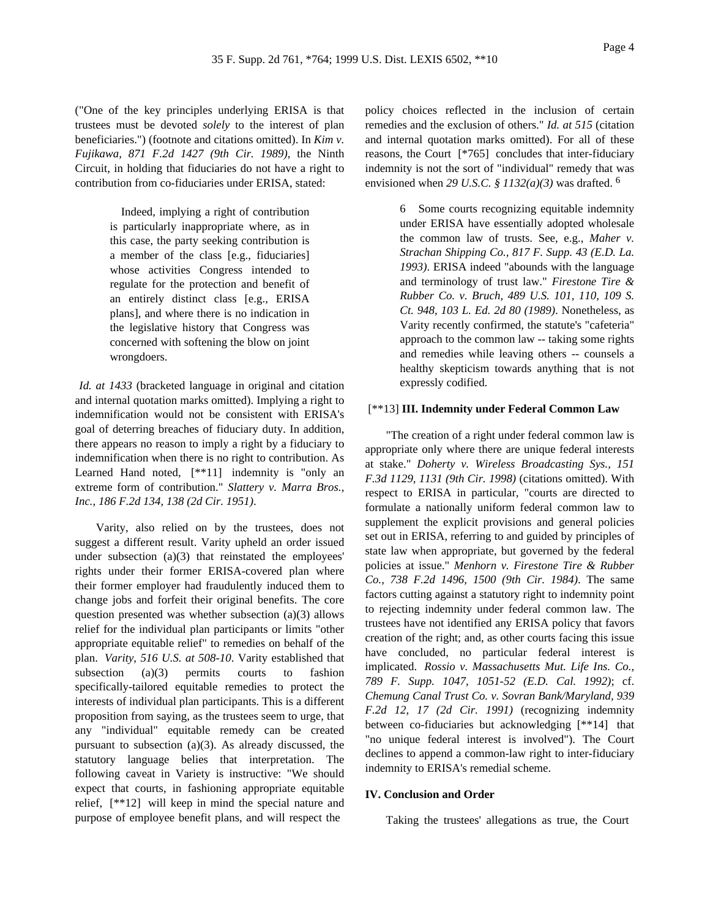("One of the key principles underlying ERISA is that trustees must be devoted *solely* to the interest of plan beneficiaries.") (footnote and citations omitted). In *Kim v. Fujikawa, 871 F.2d 1427 (9th Cir. 1989)*, the Ninth Circuit, in holding that fiduciaries do not have a right to contribution from co-fiduciaries under ERISA, stated:

> Indeed, implying a right of contribution is particularly inappropriate where, as in this case, the party seeking contribution is a member of the class [e.g., fiduciaries] whose activities Congress intended to regulate for the protection and benefit of an entirely distinct class [e.g., ERISA plans], and where there is no indication in the legislative history that Congress was concerned with softening the blow on joint wrongdoers.

*Id. at 1433* (bracketed language in original and citation and internal quotation marks omitted). Implying a right to indemnification would not be consistent with ERISA's goal of deterring breaches of fiduciary duty. In addition, there appears no reason to imply a right by a fiduciary to indemnification when there is no right to contribution. As Learned Hand noted, [**11] indemnity is "only an extreme form of contribution." *Slattery v. Marra Bros., Inc., 186 F.2d 134, 138 (2d Cir. 1951)*.

Varity, also relied on by the trustees, does not suggest a different result. Varity upheld an order issued under subsection (a)(3) that reinstated the employees' rights under their former ERISA-covered plan where their former employer had fraudulently induced them to change jobs and forfeit their original benefits. The core question presented was whether subsection (a)(3) allows relief for the individual plan participants or limits "other appropriate equitable relief" to remedies on behalf of the plan. *Varity, 516 U.S. at 508-10*. Varity established that subsection (a)(3) permits courts to fashion specifically-tailored equitable remedies to protect the interests of individual plan participants. This is a different proposition from saying, as the trustees seem to urge, that any "individual" equitable remedy can be created pursuant to subsection (a)(3). As already discussed, the statutory language belies that interpretation. The following caveat in Variety is instructive: "We should expect that courts, in fashioning appropriate equitable relief, [**12] will keep in mind the special nature and purpose of employee benefit plans, and will respect the policy choices reflected in the inclusion of certain remedies and the exclusion of others." *Id. at 515* (citation and internal quotation marks omitted). For all of these reasons, the Court [*765] concludes that inter-fiduciary indemnity is not the sort of "individual" remedy that was envisioned when *29 U.S.C. § 1132(a)(3)* was drafted. [6]

> 6 Some courts recognizing equitable indemnity under ERISA have essentially adopted wholesale the common law of trusts. See, e.g., *Maher v. Strachan Shipping Co., 817 F. Supp. 43 (E.D. La. 1993)*. ERISA indeed "abounds with the language and terminology of trust law." *Firestone Tire & Rubber Co. v. Bruch, 489 U.S. 101, 110, 109 S. Ct. 948, 103 L. Ed. 2d 80 (1989)*. Nonetheless, as Varity recently confirmed, the statute's "cafeteria" approach to the common law -- taking some rights and remedies while leaving others -- counsels a healthy skepticism towards anything that is not expressly codified.

[**13] **III. Indemnity under Federal Common Law**

"The creation of a right under federal common law is appropriate only where there are unique federal interests at stake." *Doherty v. Wireless Broadcasting Sys., 151 F.3d 1129, 1131 (9th Cir. 1998)* (citations omitted). With respect to ERISA in particular, "courts are directed to formulate a nationally uniform federal common law to supplement the explicit provisions and general policies set out in ERISA, referring to and guided by principles of state law when appropriate, but governed by the federal policies at issue." *Menhorn v. Firestone Tire & Rubber Co., 738 F.2d 1496, 1500 (9th Cir. 1984)*. The same factors cutting against a statutory right to indemnity point to rejecting indemnity under federal common law. The trustees have not identified any ERISA policy that favors creation of the right; and, as other courts facing this issue have concluded, no particular federal interest is implicated. *Rossio v. Massachusetts Mut. Life Ins. Co., 789 F. Supp. 1047, 1051-52 (E.D. Cal. 1992)*; cf. *Chemung Canal Trust Co. v. Sovran Bank/Maryland, 939 F.2d 12, 17 (2d Cir. 1991)* (recognizing indemnity between co-fiduciaries but acknowledging [**14] that "no unique federal interest is involved"). The Court declines to append a common-law right to inter-fiduciary indemnity to ERISA's remedial scheme.

**IV. Conclusion and Order**

Taking the trustees' allegations as true, the Court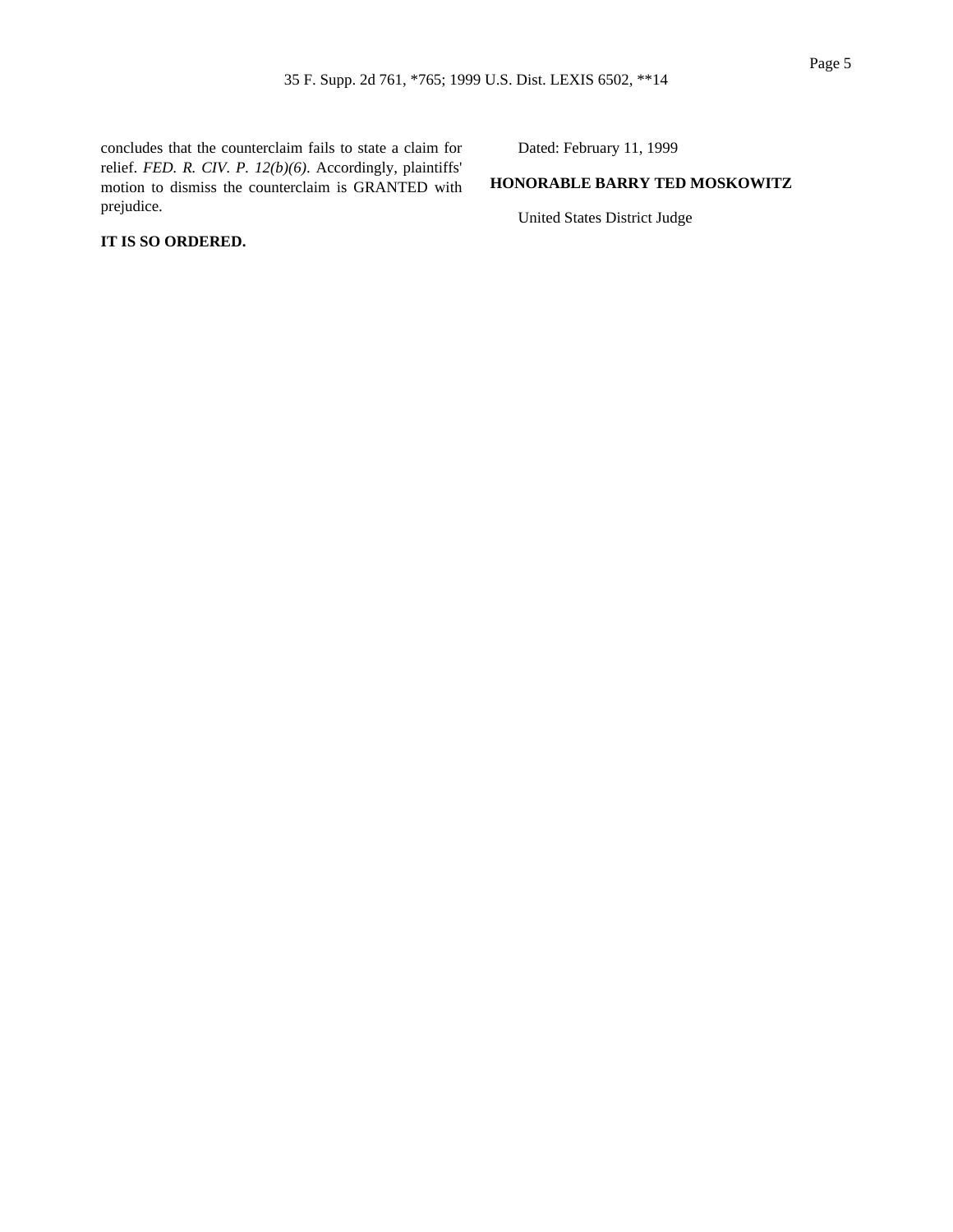concludes that the counterclaim fails to state a claim for relief. *FED. R. CIV. P. 12(b)(6)*. Accordingly, plaintiffs' motion to dismiss the counterclaim is GRANTED with prejudice.

**IT IS SO ORDERED.**

Dated: February 11, 1999

**HONORABLE BARRY TED MOSKOWITZ**

United States District Judge